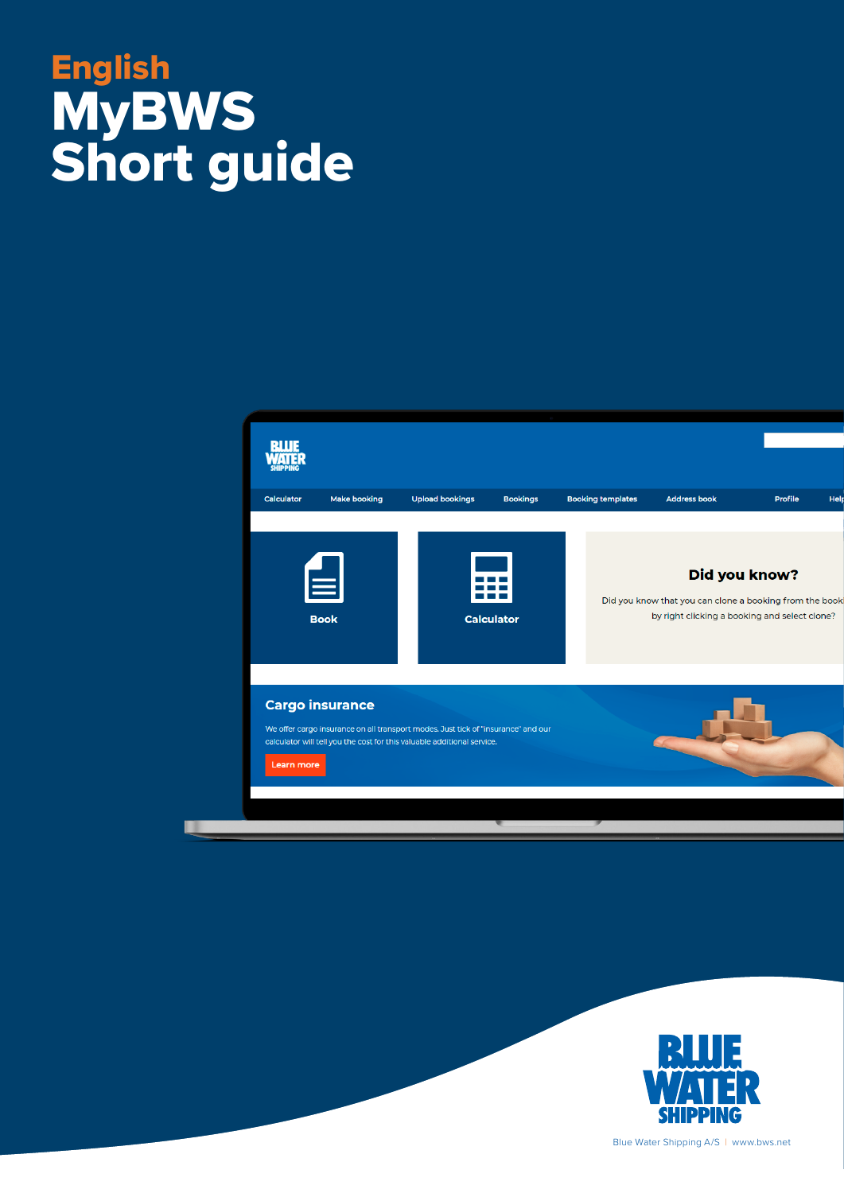English

# MyBWS Short guide

Blue Water Shipping A/S | www.bws.net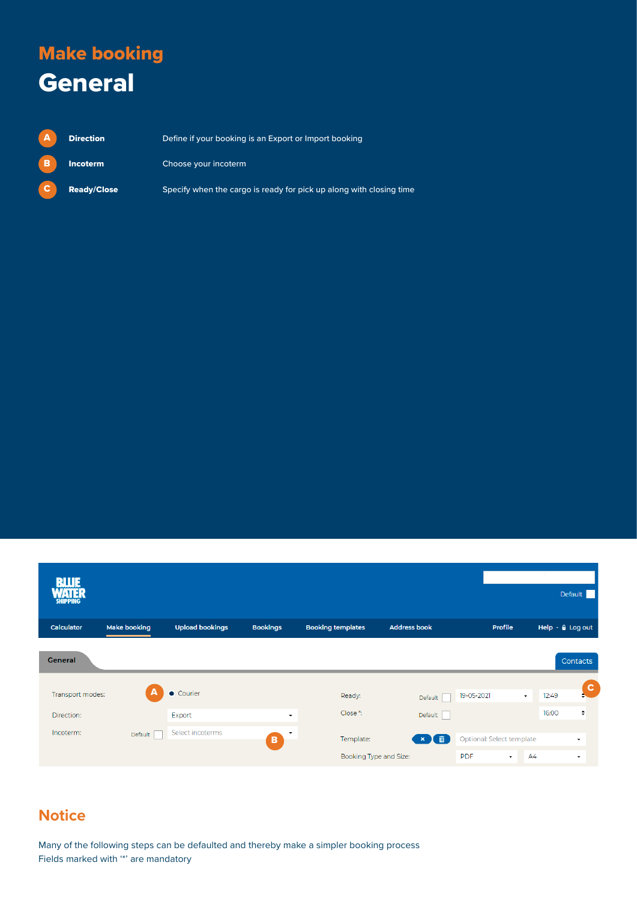# Make booking

## General

| | | |
|---|---|---|
| A | **Direction** | Define if your booking is an Export or Import booking |
| B | **Incoterm** | Choose your incoterm |
| C | **Ready/Close** | Specify when the cargo is ready for pick up along with closing time |

## Notice

Many of the following steps can be defaulted and thereby make a simpler booking process
Fields marked with '*' are mandatory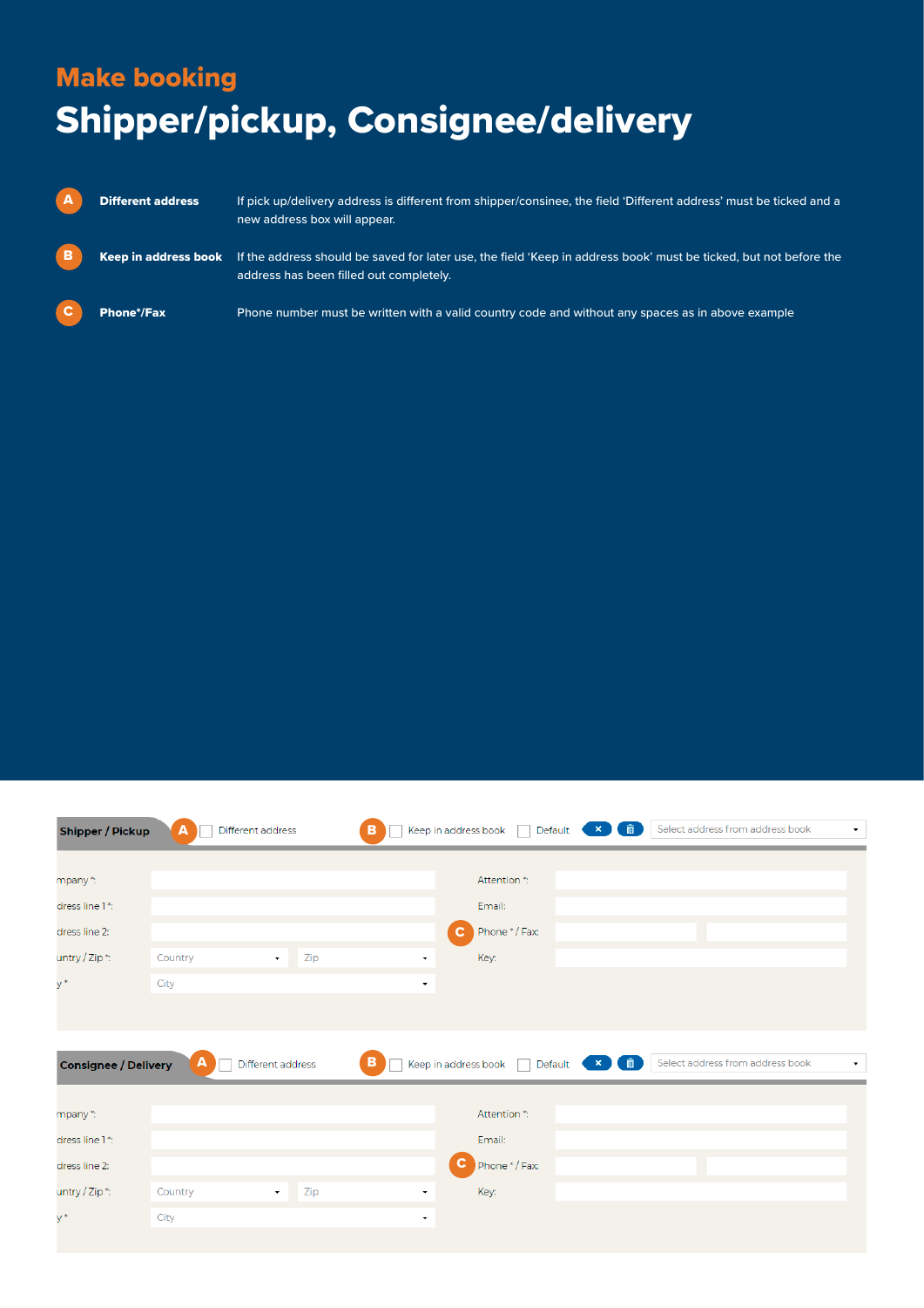## Make booking

# Shipper/pickup, Consignee/delivery

| | | |
|---|---|---|
| A | **Different address** | If pick up/delivery address is different from shipper/consinee, the field 'Different address' must be ticked and a new address box will appear. |
| B | **Keep in address book** | If the address should be saved for later use, the field 'Keep in address book' must be ticked, but not before the address has been filled out completely. |
| C | **Phone*/Fax** | Phone number must be written with a valid country code and without any spaces as in above example |

**Shipper / Pickup** A Different address B Keep in address book Default Select address from address book

mpany *: Attention *:
dress line 1 *: Email:
dress line 2: C Phone * / Fax:
untry / Zip *: Country Zip Key:
y * City

**Consignee / Delivery** A Different address B Keep in address book Default Select address from address book

mpany *: Attention *:
dress line 1 *: Email:
dress line 2: C Phone * / Fax:
untry / Zip *: Country Zip Key:
y * City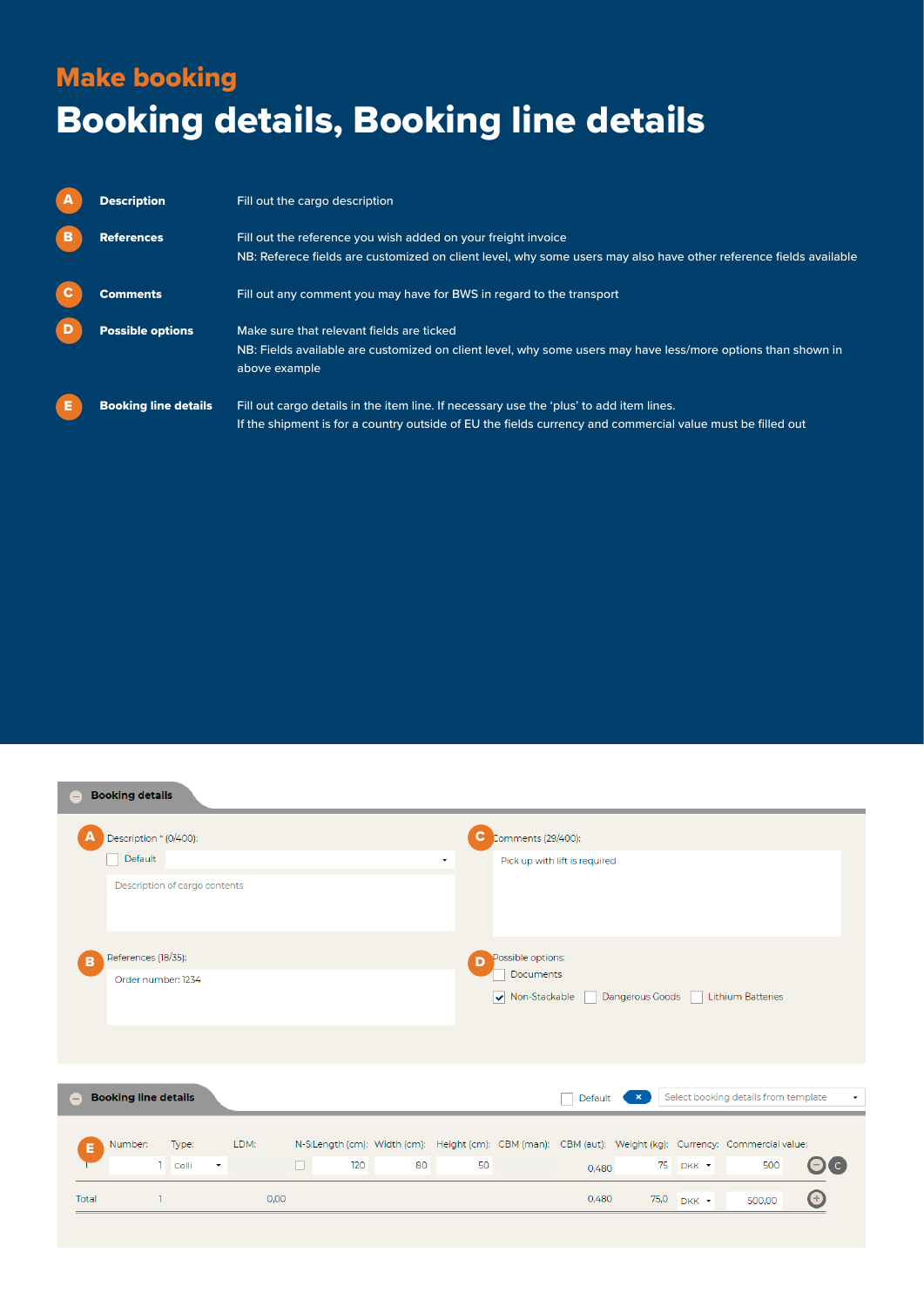## Make booking

# Booking details, Booking line details

| | | |
|---|---|---|
| A | **Description** | Fill out the cargo description |
| B | **References** | Fill out the reference you wish added on your freight invoice<br>NB: Referece fields are customized on client level, why some users may also have other reference fields available |
| C | **Comments** | Fill out any comment you may have for BWS in regard to the transport |
| D | **Possible options** | Make sure that relevant fields are ticked<br>NB: Fields available are customized on client level, why some users may have less/more options than shown in above example |
| E | **Booking line details** | Fill out cargo details in the item line. If necessary use the 'plus' to add item lines.<br>If the shipment is for a country outside of EU the fields currency and commercial value must be filled out |

**Booking details**

A Description * (0/400):
Default
Description of cargo contents

C Comments (29/400):
Pick up with lift is required

B References (18/35):
Order number: 1234

D Possible options:
Documents
Non-Stackable   Dangerous Goods   Lithium Batteries

**Booking line details**   Default   Select booking details from template

E

| Number: | Type: | LDM: | N-S: | Length (cm): | Width (cm): | Height (cm): | CBM (man): | CBM (aut): | Weight (kg): | Currency: | Commercial value: |
|---|---|---|---|---|---|---|---|---|---|---|---|
| 1 | Colli | | | 120 | 80 | 50 | | 0,480 | 75 | DKK | 500 |
| Total 1 | | 0,00 | | | | | | 0,480 | 75,0 | DKK | 500,00 |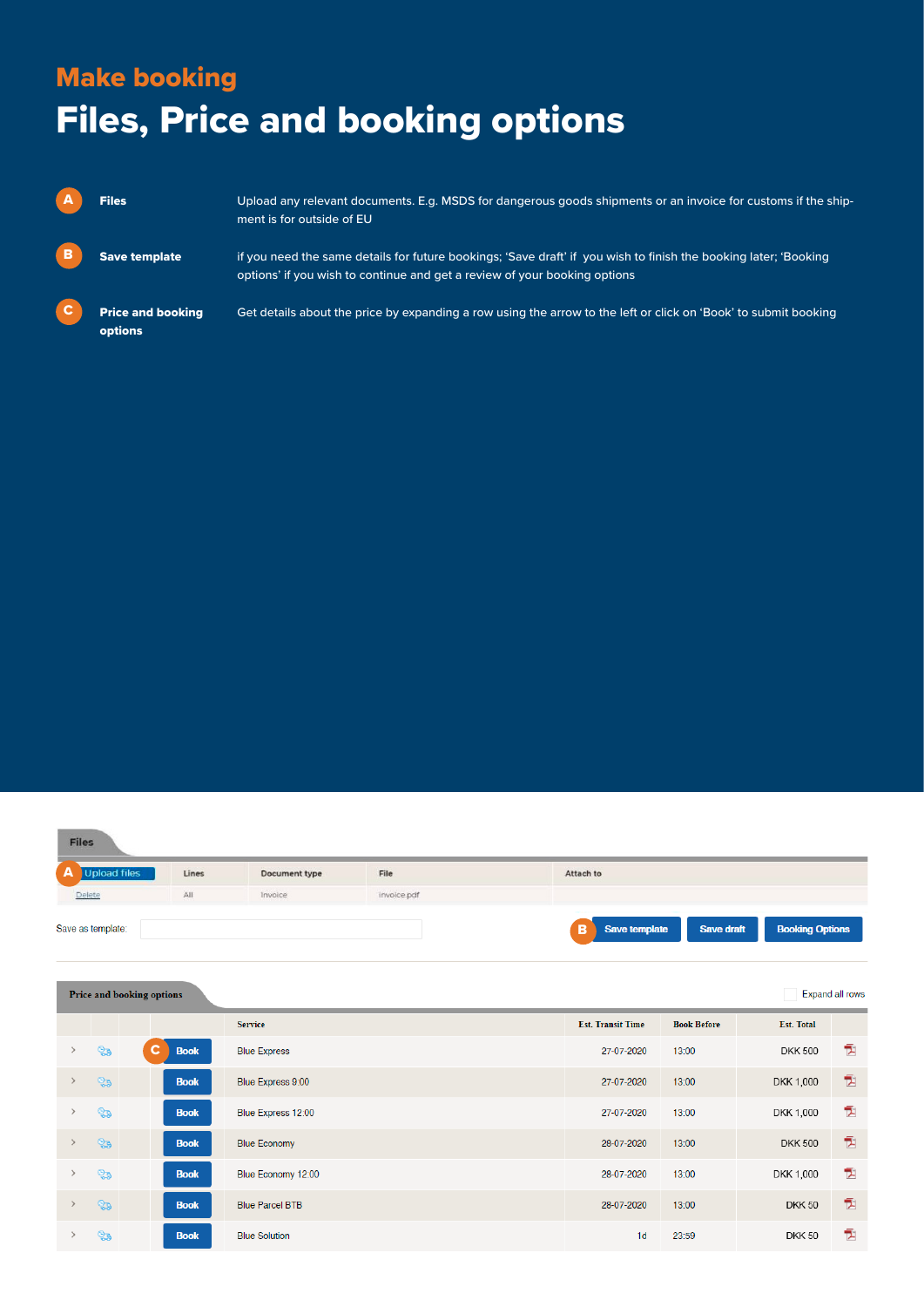## Make booking

# Files, Price and booking options

**A** **Files** — Upload any relevant documents. E.g. MSDS for dangerous goods shipments or an invoice for customs if the shipment is for outside of EU

**B** **Save template** — if you need the same details for future bookings; ‘Save draft’ if you wish to finish the booking later; ‘Booking options’ if you wish to continue and get a review of your booking options

**C** **Price and booking options** — Get details about the price by expanding a row using the arrow to the left or click on ‘Book’ to submit booking

**Files**

| A Upload files | Lines | Document type | File | Attach to |
|---|---|---|---|---|
| Delete | All | Invoice | invoice.pdf | |

Save as template: [ ] **B** Save template | Save draft | Booking Options

**Price and booking options** — Expand all rows

| | | | Service | Est. Transit Time | Book Before | Est. Total | |
|---|---|---|---|---|---|---|---|
| › | | C Book | Blue Express | 27-07-2020 | 13:00 | DKK 500 | |
| › | | Book | Blue Express 9:00 | 27-07-2020 | 13:00 | DKK 1,000 | |
| › | | Book | Blue Express 12:00 | 27-07-2020 | 13:00 | DKK 1,000 | |
| › | | Book | Blue Economy | 28-07-2020 | 13:00 | DKK 500 | |
| › | | Book | Blue Economy 12:00 | 28-07-2020 | 13:00 | DKK 1,000 | |
| › | | Book | Blue Parcel BTB | 28-07-2020 | 13:00 | DKK 50 | |
| › | | Book | Blue Solution | 1d | 23:59 | DKK 50 | |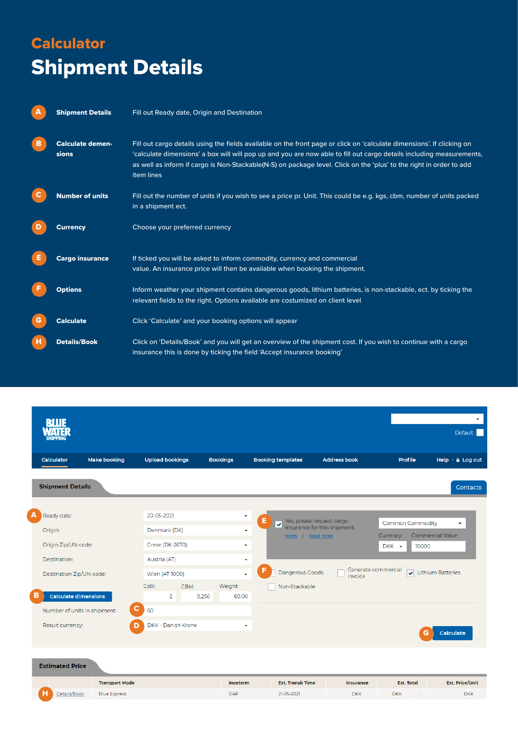## Calculator

# Shipment Details

| | | |
|---|---|---|
| **A** | **Shipment Details** | Fill out Ready date, Origin and Destination |
| **B** | **Calculate demen-sions** | Fill out cargo details using the fields available on the front page or click on 'calculate dimensions'. If clicking on 'calculate dimensions' a box will will pop up and you are now able to fill out cargo details including measurements, as well as inform if cargo is Non-Stackable(N-S) on package level. Click on the 'plus' to the right in order to add item lines |
| **C** | **Number of units** | Fill out the number of units if you wish to see a price pr. Unit. This could be e.g. kgs, cbm, number of units packed in a shipment ect. |
| **D** | **Currency** | Choose your preferred currency |
| **E** | **Cargo insurance** | If ticked you will be asked to inform commodity, currency and commercial value. An insurance price will then be available when booking the shipment. |
| **F** | **Options** | Inform weather your shipment contains dangerous goods, lithium batteries, is non-stackable, ect. by ticking the relevant fields to the right. Options available are costumized on client level |
| **G** | **Calculate** | Click 'Calculate' and your booking options will appear |
| **H** | **Details/Book** | Click on 'Details/Book' and you will get an overview of the shipment cost. If you wish to continue with a cargo insurance this is done by ticking the field 'Accept insurance booking' |

BLUE WATER SHIPPING

Default

Calculator | Make booking | Upload bookings | Bookings | Booking templates | Address book | Profile | Help | Log out

**Shipment Details** | Contacts

A Ready date: 20-05-2021

Origin: Denmark (DK)

Origin Zip/UN-code: Greve (DK-2670)

Destination: Austria (AT)

Destination Zip/UN-code: Wien (AT-1000)

B Calculate dimensions — Colli: 2 | CBM: 0,250 | Weight: 60,00

C Number of units in shipment: 60

D Result currency: DKK - Danish Krone

E Yes, please request cargo insurance for this shipment. Terms | Read more — Common Commodity — Currency: DKK — Commercial Value: 10000

F Dangerous Goods — Generate commercial invoice — Lithium Batteries — Non-Stackable

G Calculate

**Estimated Price**

| | Transport Mode | Incoterm | Est. Transit Time | Insurance | Est. Total | Est. Price/Unit |
|---|---|---|---|---|---|---|
| H Details/Book | Blue Express | DAP | 21-05-2021 | DKK | DKK | DKK |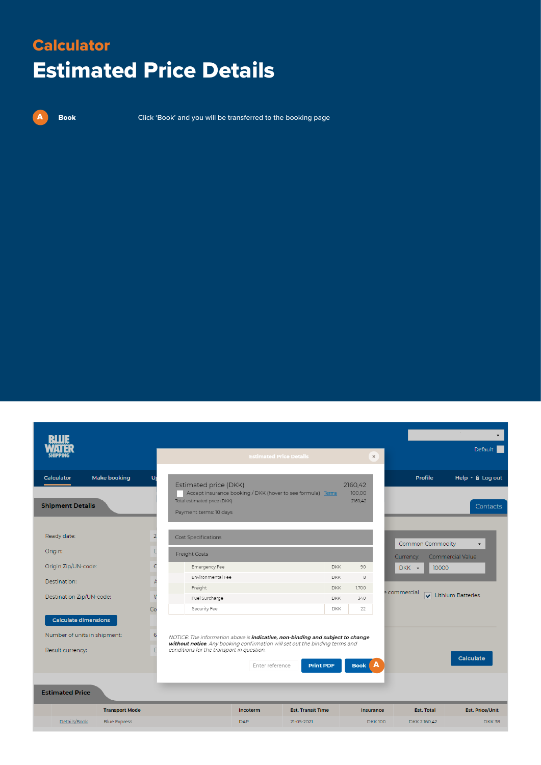# Calculator

## Estimated Price Details

**A** **Book** Click 'Book' and you will be transferred to the booking page

Estimated Price Details

Estimated price (DKK) 2160,42

Accept insurance booking / DKK (hover to see formula) Terms 100,00

Total estimated price (DKK) 2160,42

Payment terms: 10 days

Cost Specifications

Freight Costs

| | | |
|---|---|---|
| Emergency Fee | DKK | 90 |
| Environmental Fee | DKK | 8 |
| Freight | DKK | 1.700 |
| Fuel Surcharge | DKK | 340 |
| Security Fee | DKK | 22 |

*NOTICE: The information above is **indicative, non-binding and subject to change without notice**. Any booking confirmation will set out the binding terms and conditions for the transport in question.*

Enter reference | Print PDF | Book **A**

Estimated Price

| | Transport Mode | Incoterm | Est. Transit Time | Insurance | Est. Total | Est. Price/Unit |
|---|---|---|---|---|---|---|
| Details/Book | Blue Express | DAP | 21-05-2021 | DKK 100 | DKK 2.160,42 | DKK 38 |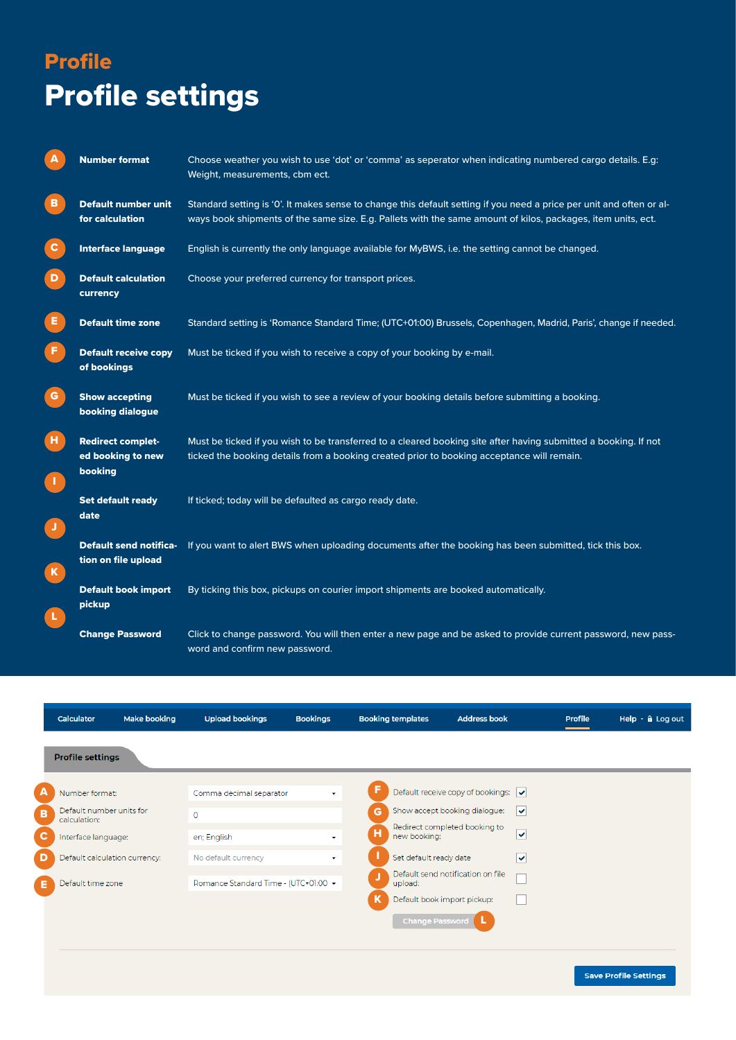## Profile

# Profile settings

| | | |
|---|---|---|
| A | **Number format** | Choose weather you wish to use ‘dot’ or ‘comma’ as seperator when indicating numbered cargo details. E.g: Weight, measurements, cbm ect. |
| B | **Default number unit for calculation** | Standard setting is ‘0’. It makes sense to change this default setting if you need a price per unit and often or always book shipments of the same size. E.g. Pallets with the same amount of kilos, packages, item units, ect. |
| C | **Interface language** | English is currently the only language available for MyBWS, i.e. the setting cannot be changed. |
| D | **Default calculation currency** | Choose your preferred currency for transport prices. |
| E | **Default time zone** | Standard setting is ‘Romance Standard Time; (UTC+01:00) Brussels, Copenhagen, Madrid, Paris’, change if needed. |
| F | **Default receive copy of bookings** | Must be ticked if you wish to receive a copy of your booking by e-mail. |
| G | **Show accepting booking dialogue** | Must be ticked if you wish to see a review of your booking details before submitting a booking. |
| H | **Redirect completed booking to new booking** | Must be ticked if you wish to be transferred to a cleared booking site after having submitted a booking. If not ticked the booking details from a booking created prior to booking acceptance will remain. |
| I | **Set default ready date** | If ticked; today will be defaulted as cargo ready date. |
| J | **Default send notification on file upload** | If you want to alert BWS when uploading documents after the booking has been submitted, tick this box. |
| K | **Default book import pickup** | By ticking this box, pickups on courier import shipments are booked automatically. |
| L | **Change Password** | Click to change password. You will then enter a new page and be asked to provide current password, new password and confirm new password. |

Calculator | Make booking | Upload bookings | Bookings | Booking templates | Address book | Profile | Help · Log out

**Profile settings**

- A Number format: Comma decimal separator
- B Default number units for calculation: 0
- C Interface language: en; English
- D Default calculation currency: No default currency
- E Default time zone: Romance Standard Time - (UTC+01:00
- F Default receive copy of bookings: ☑
- G Show accept booking dialogue: ☑
- H Redirect completed booking to new booking: ☑
- I Set default ready date: ☑
- J Default send notification on file upload: ☐
- K Default book import pickup: ☐
- L Change Password

Save Profile Settings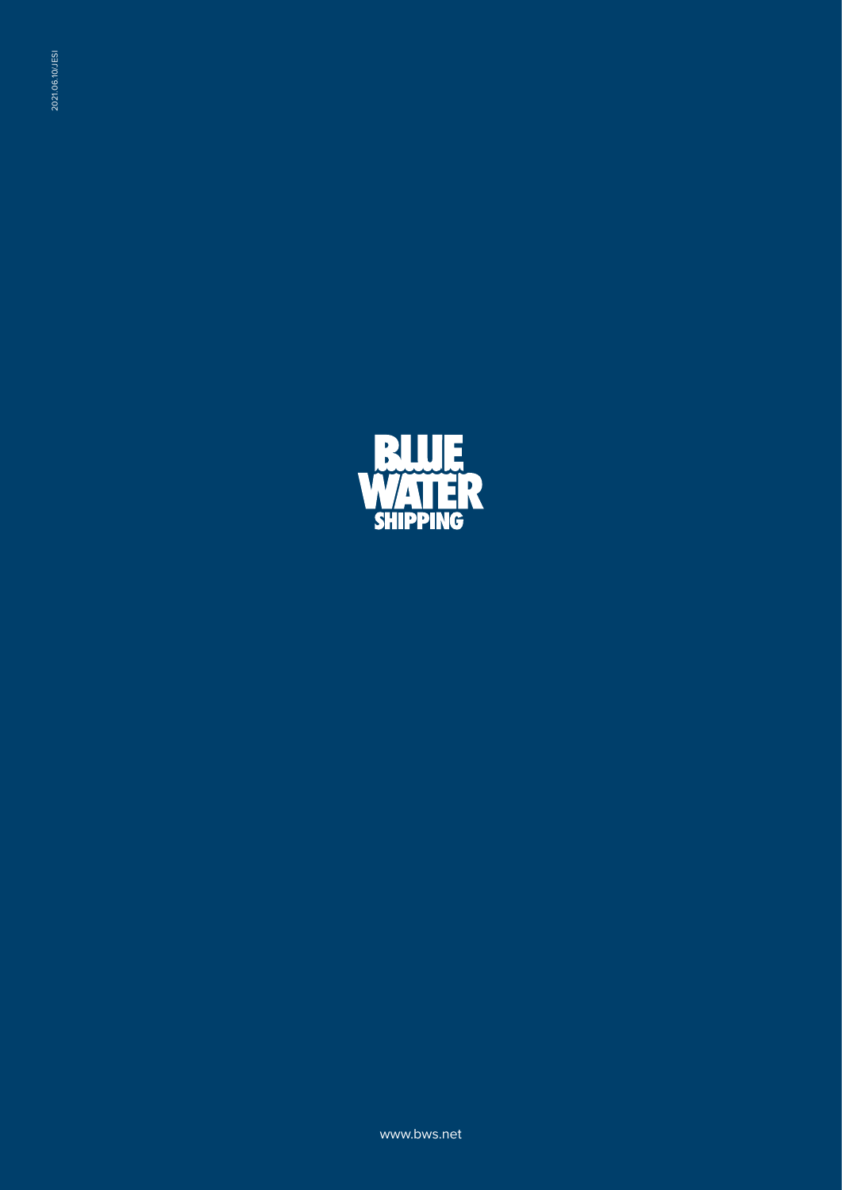2021.06.10/JESI

BLUE
WATER
SHIPPING

www.bws.net